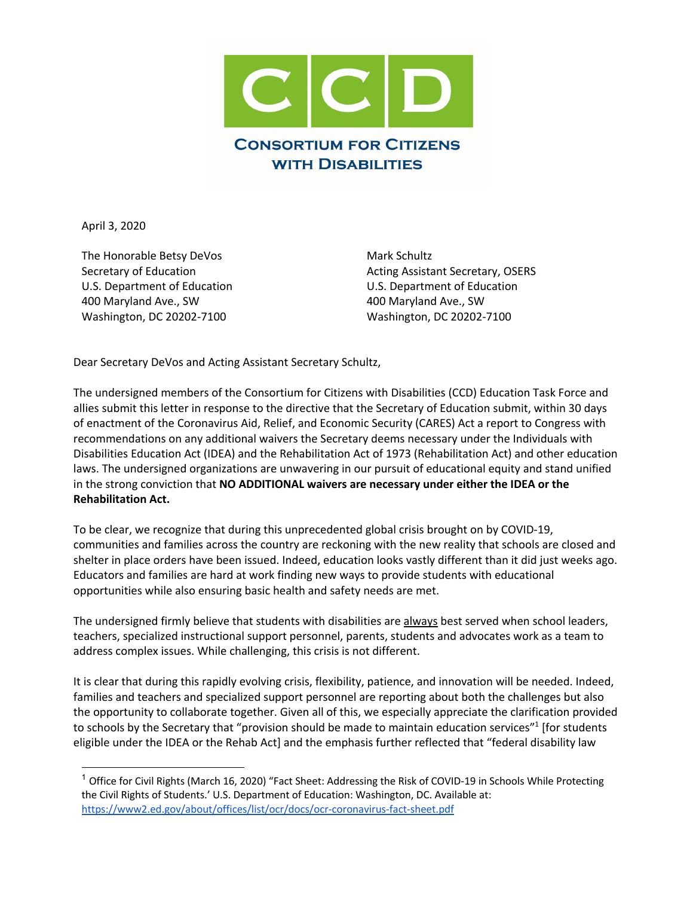# CCD

## Consortium for Citizens with Disabilities

April 3, 2020

The Honorable Betsy DeVos
Secretary of Education
U.S. Department of Education
400 Maryland Ave., SW
Washington, DC 20202-7100

Mark Schultz
Acting Assistant Secretary, OSERS
U.S. Department of Education
400 Maryland Ave., SW
Washington, DC 20202-7100

Dear Secretary DeVos and Acting Assistant Secretary Schultz,

The undersigned members of the Consortium for Citizens with Disabilities (CCD) Education Task Force and allies submit this letter in response to the directive that the Secretary of Education submit, within 30 days of enactment of the Coronavirus Aid, Relief, and Economic Security (CARES) Act a report to Congress with recommendations on any additional waivers the Secretary deems necessary under the Individuals with Disabilities Education Act (IDEA) and the Rehabilitation Act of 1973 (Rehabilitation Act) and other education laws. The undersigned organizations are unwavering in our pursuit of educational equity and stand unified in the strong conviction that **NO ADDITIONAL waivers are necessary under either the IDEA or the Rehabilitation Act.**

To be clear, we recognize that during this unprecedented global crisis brought on by COVID-19, communities and families across the country are reckoning with the new reality that schools are closed and shelter in place orders have been issued. Indeed, education looks vastly different than it did just weeks ago. Educators and families are hard at work finding new ways to provide students with educational opportunities while also ensuring basic health and safety needs are met.

The undersigned firmly believe that students with disabilities are <u>always</u> best served when school leaders, teachers, specialized instructional support personnel, parents, students and advocates work as a team to address complex issues. While challenging, this crisis is not different.

It is clear that during this rapidly evolving crisis, flexibility, patience, and innovation will be needed. Indeed, families and teachers and specialized support personnel are reporting about both the challenges but also the opportunity to collaborate together. Given all of this, we especially appreciate the clarification provided to schools by the Secretary that "provision should be made to maintain education services"[1] [for students eligible under the IDEA or the Rehab Act] and the emphasis further reflected that "federal disability law

---

[1] Office for Civil Rights (March 16, 2020) "Fact Sheet: Addressing the Risk of COVID-19 in Schools While Protecting the Civil Rights of Students.' U.S. Department of Education: Washington, DC. Available at: https://www2.ed.gov/about/offices/list/ocr/docs/ocr-coronavirus-fact-sheet.pdf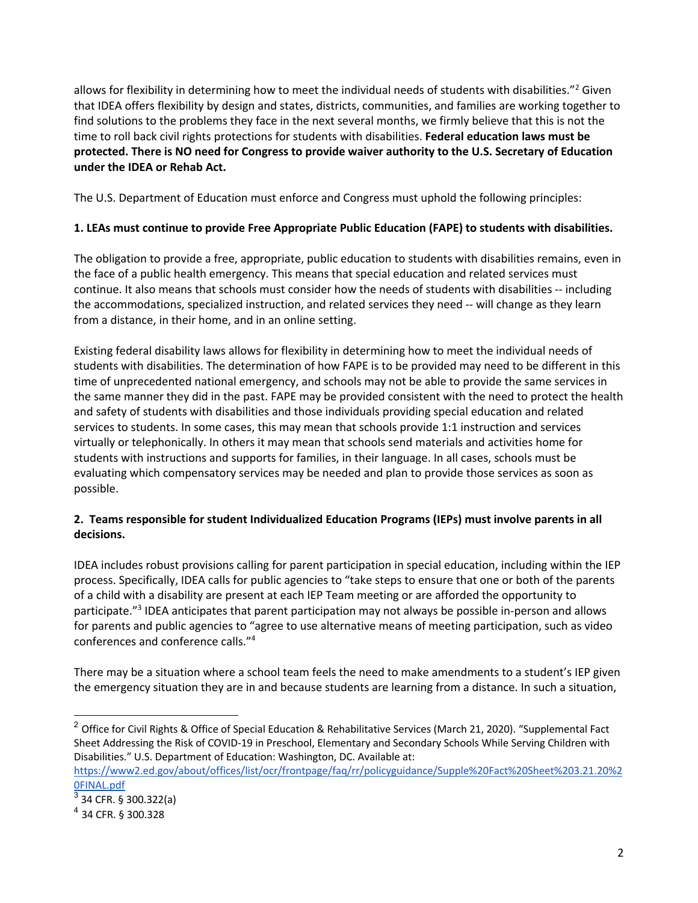allows for flexibility in determining how to meet the individual needs of students with disabilities."[2] Given that IDEA offers flexibility by design and states, districts, communities, and families are working together to find solutions to the problems they face in the next several months, we firmly believe that this is not the time to roll back civil rights protections for students with disabilities. **Federal education laws must be protected. There is NO need for Congress to provide waiver authority to the U.S. Secretary of Education under the IDEA or Rehab Act.**

The U.S. Department of Education must enforce and Congress must uphold the following principles:

**1. LEAs must continue to provide Free Appropriate Public Education (FAPE) to students with disabilities.**

The obligation to provide a free, appropriate, public education to students with disabilities remains, even in the face of a public health emergency. This means that special education and related services must continue. It also means that schools must consider how the needs of students with disabilities -- including the accommodations, specialized instruction, and related services they need -- will change as they learn from a distance, in their home, and in an online setting.

Existing federal disability laws allows for flexibility in determining how to meet the individual needs of students with disabilities. The determination of how FAPE is to be provided may need to be different in this time of unprecedented national emergency, and schools may not be able to provide the same services in the same manner they did in the past. FAPE may be provided consistent with the need to protect the health and safety of students with disabilities and those individuals providing special education and related services to students. In some cases, this may mean that schools provide 1:1 instruction and services virtually or telephonically. In others it may mean that schools send materials and activities home for students with instructions and supports for families, in their language. In all cases, schools must be evaluating which compensatory services may be needed and plan to provide those services as soon as possible.

**2. Teams responsible for student Individualized Education Programs (IEPs) must involve parents in all decisions.**

IDEA includes robust provisions calling for parent participation in special education, including within the IEP process. Specifically, IDEA calls for public agencies to "take steps to ensure that one or both of the parents of a child with a disability are present at each IEP Team meeting or are afforded the opportunity to participate."[3] IDEA anticipates that parent participation may not always be possible in-person and allows for parents and public agencies to "agree to use alternative means of meeting participation, such as video conferences and conference calls."[4]

There may be a situation where a school team feels the need to make amendments to a student's IEP given the emergency situation they are in and because students are learning from a distance. In such a situation,

---

[2] Office for Civil Rights & Office of Special Education & Rehabilitative Services (March 21, 2020). "Supplemental Fact Sheet Addressing the Risk of COVID-19 in Preschool, Elementary and Secondary Schools While Serving Children with Disabilities." U.S. Department of Education: Washington, DC. Available at: https://www2.ed.gov/about/offices/list/ocr/frontpage/faq/rr/policyguidance/Supple%20Fact%20Sheet%203.21.20%20FINAL.pdf

[3] 34 CFR. § 300.322(a)

[4] 34 CFR. § 300.328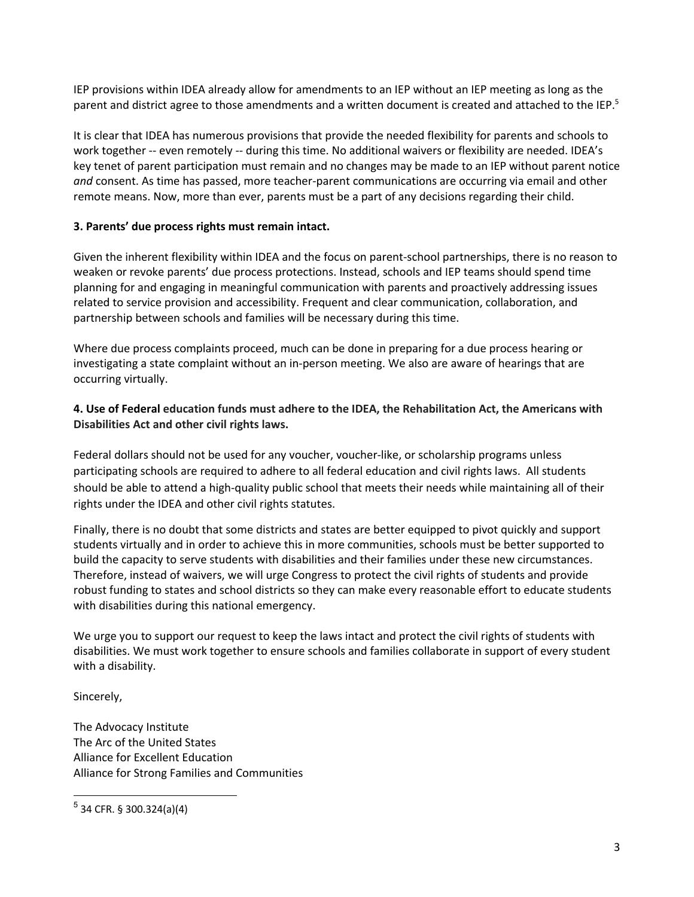IEP provisions within IDEA already allow for amendments to an IEP without an IEP meeting as long as the parent and district agree to those amendments and a written document is created and attached to the IEP.[5]

It is clear that IDEA has numerous provisions that provide the needed flexibility for parents and schools to work together -- even remotely -- during this time. No additional waivers or flexibility are needed. IDEA's key tenet of parent participation must remain and no changes may be made to an IEP without parent notice *and* consent. As time has passed, more teacher-parent communications are occurring via email and other remote means. Now, more than ever, parents must be a part of any decisions regarding their child.

**3. Parents' due process rights must remain intact.**

Given the inherent flexibility within IDEA and the focus on parent-school partnerships, there is no reason to weaken or revoke parents' due process protections. Instead, schools and IEP teams should spend time planning for and engaging in meaningful communication with parents and proactively addressing issues related to service provision and accessibility. Frequent and clear communication, collaboration, and partnership between schools and families will be necessary during this time.

Where due process complaints proceed, much can be done in preparing for a due process hearing or investigating a state complaint without an in-person meeting. We also are aware of hearings that are occurring virtually.

**4. Use of Federal education funds must adhere to the IDEA, the Rehabilitation Act, the Americans with Disabilities Act and other civil rights laws.**

Federal dollars should not be used for any voucher, voucher-like, or scholarship programs unless participating schools are required to adhere to all federal education and civil rights laws. All students should be able to attend a high-quality public school that meets their needs while maintaining all of their rights under the IDEA and other civil rights statutes.

Finally, there is no doubt that some districts and states are better equipped to pivot quickly and support students virtually and in order to achieve this in more communities, schools must be better supported to build the capacity to serve students with disabilities and their families under these new circumstances. Therefore, instead of waivers, we will urge Congress to protect the civil rights of students and provide robust funding to states and school districts so they can make every reasonable effort to educate students with disabilities during this national emergency.

We urge you to support our request to keep the laws intact and protect the civil rights of students with disabilities. We must work together to ensure schools and families collaborate in support of every student with a disability.

Sincerely,

The Advocacy Institute
The Arc of the United States
Alliance for Excellent Education
Alliance for Strong Families and Communities

---

[5] 34 CFR. § 300.324(a)(4)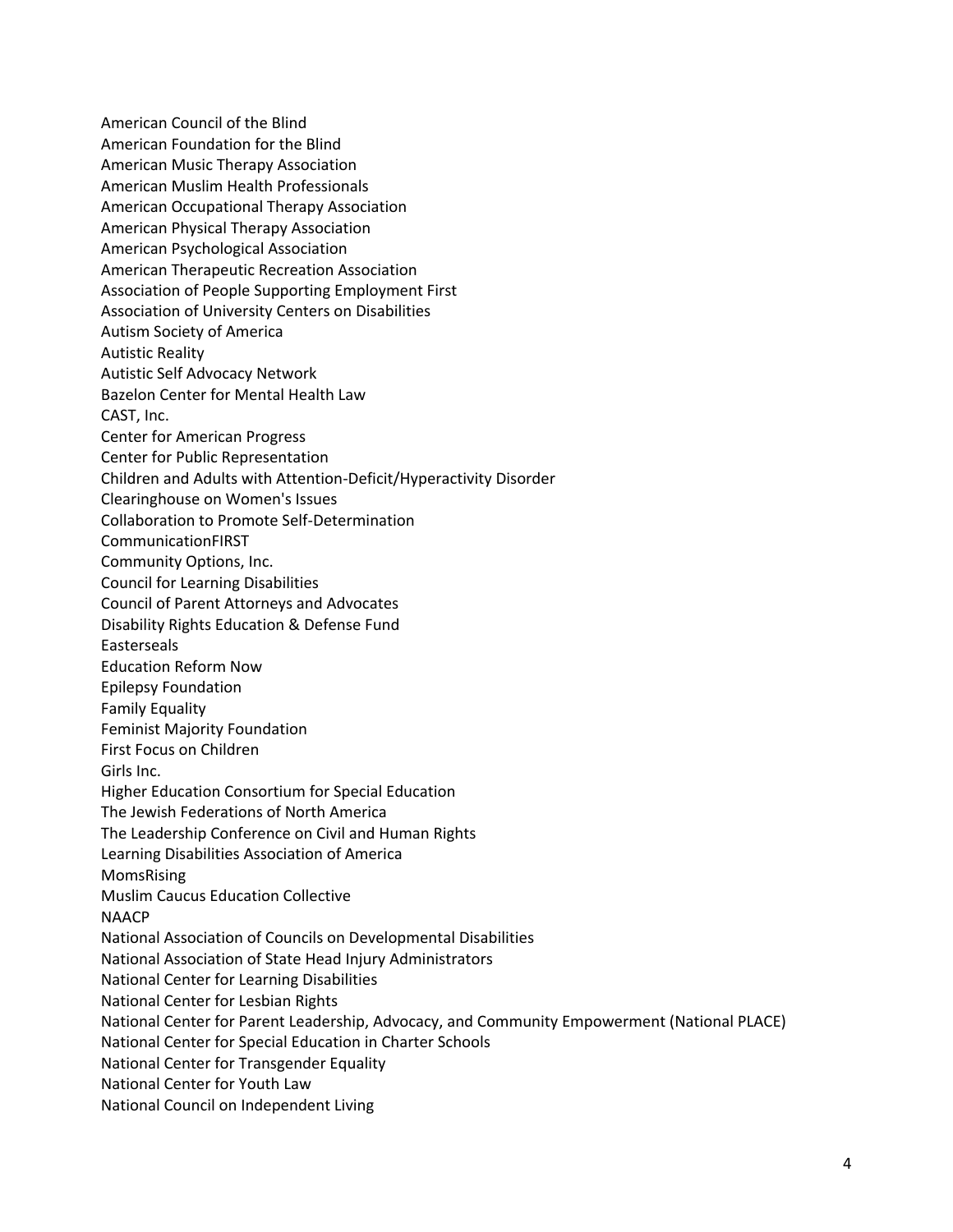American Council of the Blind
American Foundation for the Blind
American Music Therapy Association
American Muslim Health Professionals
American Occupational Therapy Association
American Physical Therapy Association
American Psychological Association
American Therapeutic Recreation Association
Association of People Supporting Employment First
Association of University Centers on Disabilities
Autism Society of America
Autistic Reality
Autistic Self Advocacy Network
Bazelon Center for Mental Health Law
CAST, Inc.
Center for American Progress
Center for Public Representation
Children and Adults with Attention-Deficit/Hyperactivity Disorder
Clearinghouse on Women's Issues
Collaboration to Promote Self-Determination
CommunicationFIRST
Community Options, Inc.
Council for Learning Disabilities
Council of Parent Attorneys and Advocates
Disability Rights Education & Defense Fund
Easterseals
Education Reform Now
Epilepsy Foundation
Family Equality
Feminist Majority Foundation
First Focus on Children
Girls Inc.
Higher Education Consortium for Special Education
The Jewish Federations of North America
The Leadership Conference on Civil and Human Rights
Learning Disabilities Association of America
MomsRising
Muslim Caucus Education Collective
NAACP
National Association of Councils on Developmental Disabilities
National Association of State Head Injury Administrators
National Center for Learning Disabilities
National Center for Lesbian Rights
National Center for Parent Leadership, Advocacy, and Community Empowerment (National PLACE)
National Center for Special Education in Charter Schools
National Center for Transgender Equality
National Center for Youth Law
National Council on Independent Living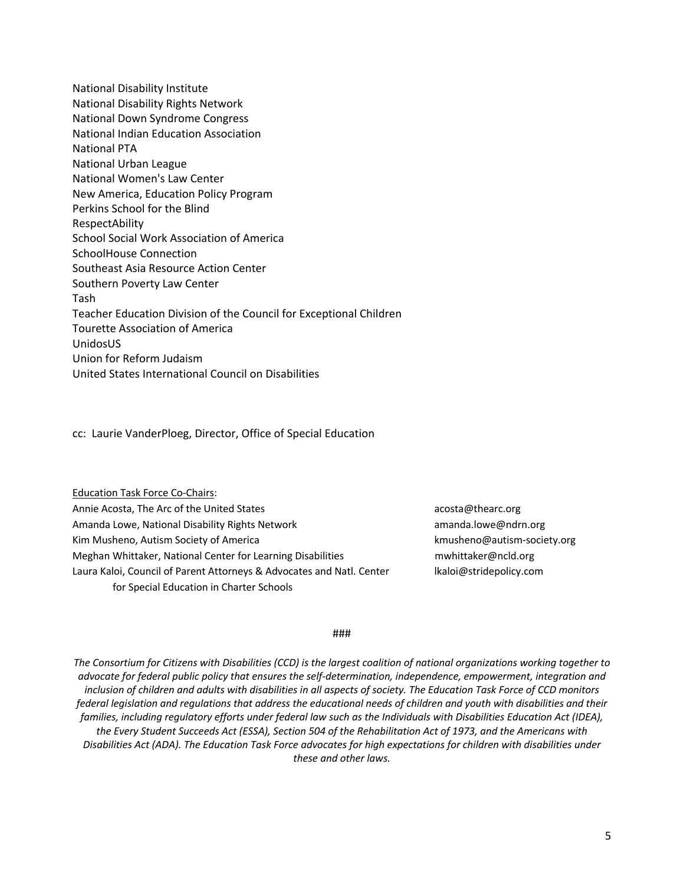National Disability Institute
National Disability Rights Network
National Down Syndrome Congress
National Indian Education Association
National PTA
National Urban League
National Women's Law Center
New America, Education Policy Program
Perkins School for the Blind
RespectAbility
School Social Work Association of America
SchoolHouse Connection
Southeast Asia Resource Action Center
Southern Poverty Law Center
Tash
Teacher Education Division of the Council for Exceptional Children
Tourette Association of America
UnidosUS
Union for Reform Judaism
United States International Council on Disabilities

cc: Laurie VanderPloeg, Director, Office of Special Education

<u>Education Task Force Co-Chairs</u>:

| | |
|---|---|
| Annie Acosta, The Arc of the United States | acosta@thearc.org |
| Amanda Lowe, National Disability Rights Network | amanda.lowe@ndrn.org |
| Kim Musheno, Autism Society of America | kmusheno@autism-society.org |
| Meghan Whittaker, National Center for Learning Disabilities | mwhittaker@ncld.org |
| Laura Kaloi, Council of Parent Attorneys & Advocates and Natl. Center for Special Education in Charter Schools | lkaloi@stridepolicy.com |

###

*The Consortium for Citizens with Disabilities (CCD) is the largest coalition of national organizations working together to advocate for federal public policy that ensures the self-determination, independence, empowerment, integration and inclusion of children and adults with disabilities in all aspects of society. The Education Task Force of CCD monitors federal legislation and regulations that address the educational needs of children and youth with disabilities and their families, including regulatory efforts under federal law such as the Individuals with Disabilities Education Act (IDEA), the Every Student Succeeds Act (ESSA), Section 504 of the Rehabilitation Act of 1973, and the Americans with Disabilities Act (ADA). The Education Task Force advocates for high expectations for children with disabilities under these and other laws.*